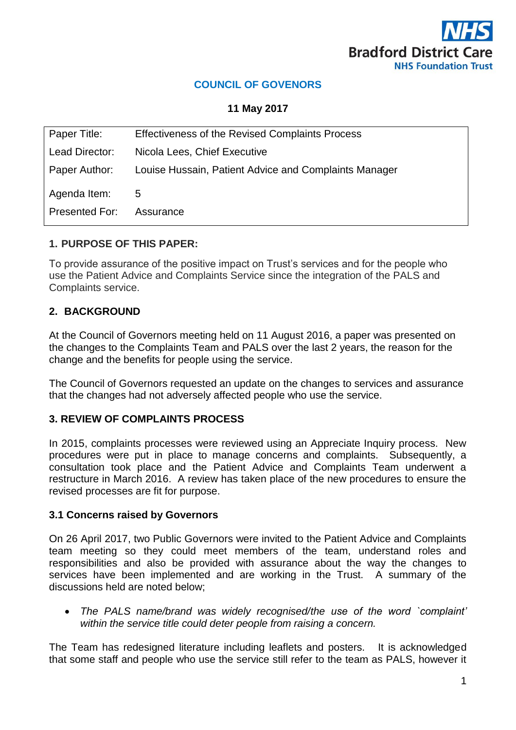NHS Bradford District Care NHS Foundation Trust

# COUNCIL OF GOVENORS

**11 May 2017**

| | |
|---|---|
| Paper Title: | Effectiveness of the Revised Complaints Process |
| Lead Director: | Nicola Lees, Chief Executive |
| Paper Author: | Louise Hussain, Patient Advice and Complaints Manager |
| Agenda Item: | 5 |
| Presented For: | Assurance |

## 1. PURPOSE OF THIS PAPER:

To provide assurance of the positive impact on Trust's services and for the people who use the Patient Advice and Complaints Service since the integration of the PALS and Complaints service.

## 2. BACKGROUND

At the Council of Governors meeting held on 11 August 2016, a paper was presented on the changes to the Complaints Team and PALS over the last 2 years, the reason for the change and the benefits for people using the service.

The Council of Governors requested an update on the changes to services and assurance that the changes had not adversely affected people who use the service.

## 3. REVIEW OF COMPLAINTS PROCESS

In 2015, complaints processes were reviewed using an Appreciate Inquiry process. New procedures were put in place to manage concerns and complaints. Subsequently, a consultation took place and the Patient Advice and Complaints Team underwent a restructure in March 2016. A review has taken place of the new procedures to ensure the revised processes are fit for purpose.

### 3.1 Concerns raised by Governors

On 26 April 2017, two Public Governors were invited to the Patient Advice and Complaints team meeting so they could meet members of the team, understand roles and responsibilities and also be provided with assurance about the way the changes to services have been implemented and are working in the Trust. A summary of the discussions held are noted below;

- *The PALS name/brand was widely recognised/the use of the word `complaint' within the service title could deter people from raising a concern.*

The Team has redesigned literature including leaflets and posters. It is acknowledged that some staff and people who use the service still refer to the team as PALS, however it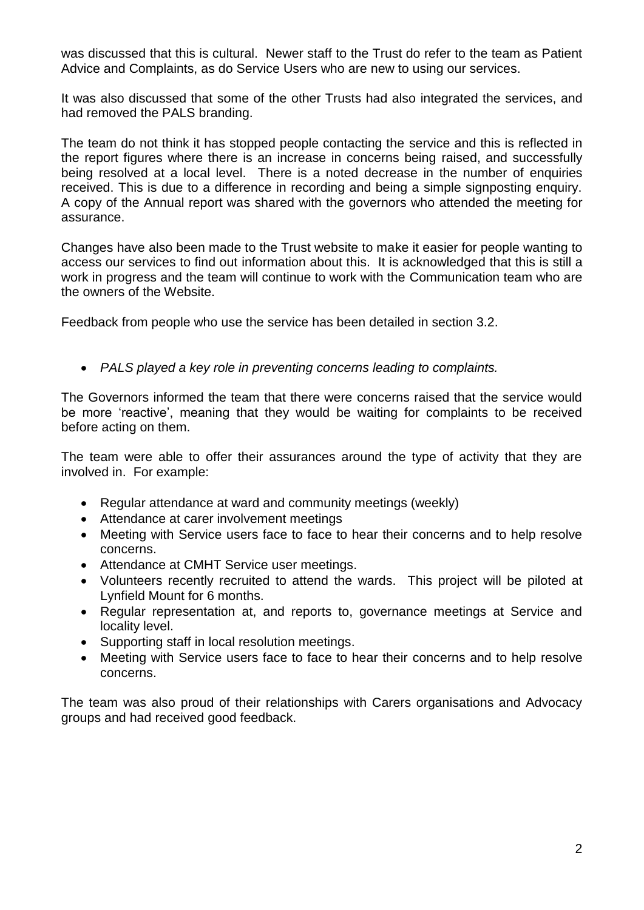was discussed that this is cultural. Newer staff to the Trust do refer to the team as Patient Advice and Complaints, as do Service Users who are new to using our services.

It was also discussed that some of the other Trusts had also integrated the services, and had removed the PALS branding.

The team do not think it has stopped people contacting the service and this is reflected in the report figures where there is an increase in concerns being raised, and successfully being resolved at a local level. There is a noted decrease in the number of enquiries received. This is due to a difference in recording and being a simple signposting enquiry. A copy of the Annual report was shared with the governors who attended the meeting for assurance.

Changes have also been made to the Trust website to make it easier for people wanting to access our services to find out information about this. It is acknowledged that this is still a work in progress and the team will continue to work with the Communication team who are the owners of the Website.

Feedback from people who use the service has been detailed in section 3.2.

- *PALS played a key role in preventing concerns leading to complaints.*

The Governors informed the team that there were concerns raised that the service would be more 'reactive', meaning that they would be waiting for complaints to be received before acting on them.

The team were able to offer their assurances around the type of activity that they are involved in. For example:

- Regular attendance at ward and community meetings (weekly)
- Attendance at carer involvement meetings
- Meeting with Service users face to face to hear their concerns and to help resolve concerns.
- Attendance at CMHT Service user meetings.
- Volunteers recently recruited to attend the wards. This project will be piloted at Lynfield Mount for 6 months.
- Regular representation at, and reports to, governance meetings at Service and locality level.
- Supporting staff in local resolution meetings.
- Meeting with Service users face to face to hear their concerns and to help resolve concerns.

The team was also proud of their relationships with Carers organisations and Advocacy groups and had received good feedback.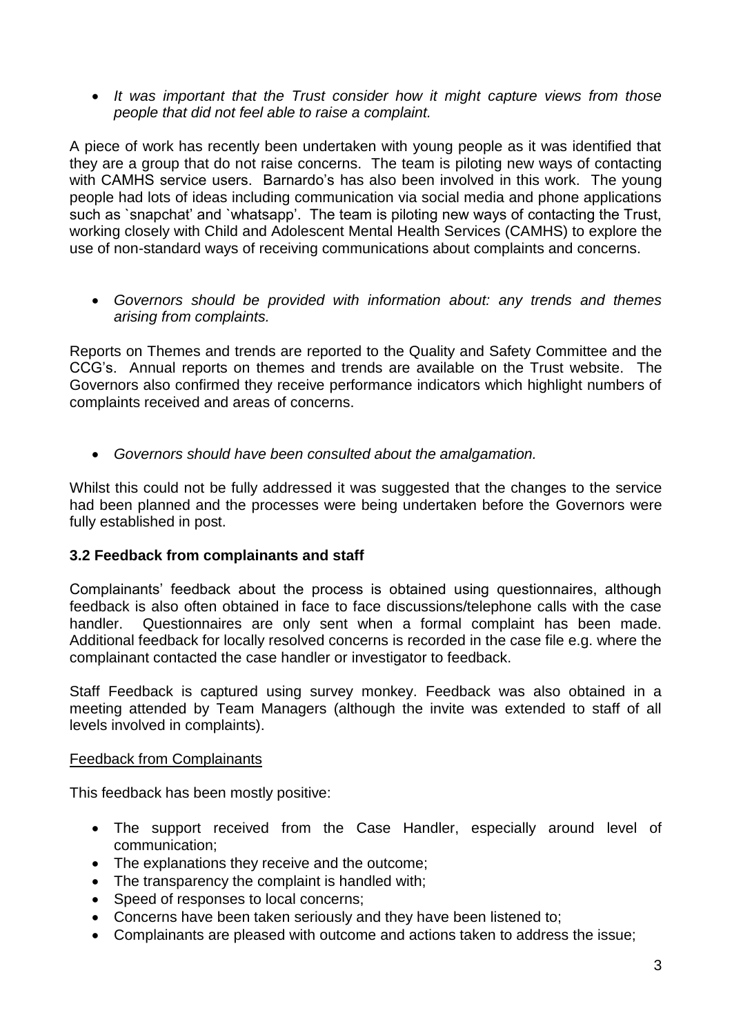- *It was important that the Trust consider how it might capture views from those people that did not feel able to raise a complaint.*

A piece of work has recently been undertaken with young people as it was identified that they are a group that do not raise concerns. The team is piloting new ways of contacting with CAMHS service users. Barnardo's has also been involved in this work. The young people had lots of ideas including communication via social media and phone applications such as `snapchat' and `whatsapp'. The team is piloting new ways of contacting the Trust, working closely with Child and Adolescent Mental Health Services (CAMHS) to explore the use of non-standard ways of receiving communications about complaints and concerns.

- *Governors should be provided with information about: any trends and themes arising from complaints.*

Reports on Themes and trends are reported to the Quality and Safety Committee and the CCG's. Annual reports on themes and trends are available on the Trust website. The Governors also confirmed they receive performance indicators which highlight numbers of complaints received and areas of concerns.

- *Governors should have been consulted about the amalgamation.*

Whilst this could not be fully addressed it was suggested that the changes to the service had been planned and the processes were being undertaken before the Governors were fully established in post.

### 3.2 Feedback from complainants and staff

Complainants' feedback about the process is obtained using questionnaires, although feedback is also often obtained in face to face discussions/telephone calls with the case handler. Questionnaires are only sent when a formal complaint has been made. Additional feedback for locally resolved concerns is recorded in the case file e.g. where the complainant contacted the case handler or investigator to feedback.

Staff Feedback is captured using survey monkey. Feedback was also obtained in a meeting attended by Team Managers (although the invite was extended to staff of all levels involved in complaints).

<u>Feedback from Complainants</u>

This feedback has been mostly positive:

- The support received from the Case Handler, especially around level of communication;
- The explanations they receive and the outcome;
- The transparency the complaint is handled with;
- Speed of responses to local concerns;
- Concerns have been taken seriously and they have been listened to;
- Complainants are pleased with outcome and actions taken to address the issue;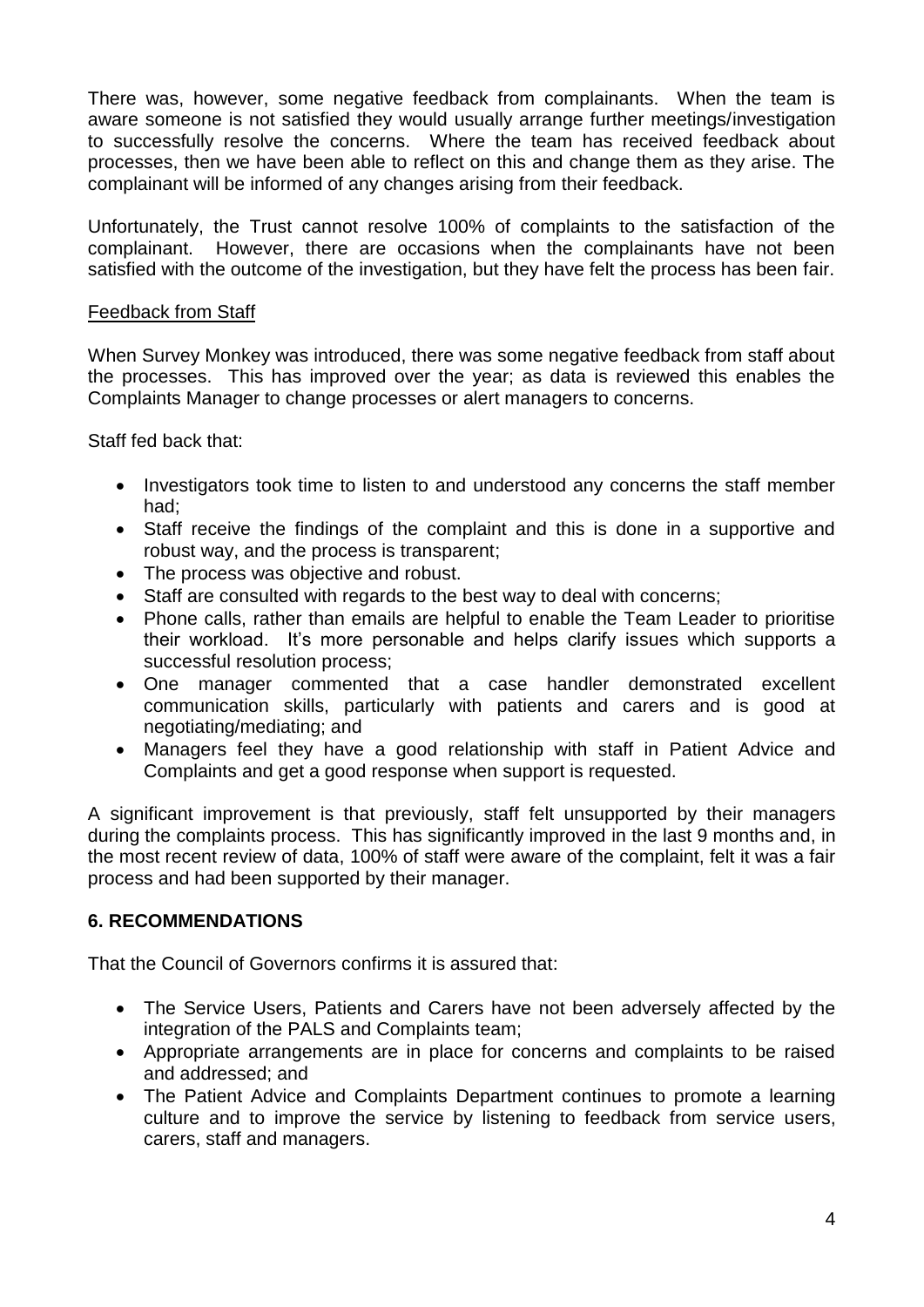There was, however, some negative feedback from complainants. When the team is aware someone is not satisfied they would usually arrange further meetings/investigation to successfully resolve the concerns. Where the team has received feedback about processes, then we have been able to reflect on this and change them as they arise. The complainant will be informed of any changes arising from their feedback.

Unfortunately, the Trust cannot resolve 100% of complaints to the satisfaction of the complainant. However, there are occasions when the complainants have not been satisfied with the outcome of the investigation, but they have felt the process has been fair.

Feedback from Staff

When Survey Monkey was introduced, there was some negative feedback from staff about the processes. This has improved over the year; as data is reviewed this enables the Complaints Manager to change processes or alert managers to concerns.

Staff fed back that:

- Investigators took time to listen to and understood any concerns the staff member had;
- Staff receive the findings of the complaint and this is done in a supportive and robust way, and the process is transparent;
- The process was objective and robust.
- Staff are consulted with regards to the best way to deal with concerns;
- Phone calls, rather than emails are helpful to enable the Team Leader to prioritise their workload. It's more personable and helps clarify issues which supports a successful resolution process;
- One manager commented that a case handler demonstrated excellent communication skills, particularly with patients and carers and is good at negotiating/mediating; and
- Managers feel they have a good relationship with staff in Patient Advice and Complaints and get a good response when support is requested.

A significant improvement is that previously, staff felt unsupported by their managers during the complaints process. This has significantly improved in the last 9 months and, in the most recent review of data, 100% of staff were aware of the complaint, felt it was a fair process and had been supported by their manager.

## 6. RECOMMENDATIONS

That the Council of Governors confirms it is assured that:

- The Service Users, Patients and Carers have not been adversely affected by the integration of the PALS and Complaints team;
- Appropriate arrangements are in place for concerns and complaints to be raised and addressed; and
- The Patient Advice and Complaints Department continues to promote a learning culture and to improve the service by listening to feedback from service users, carers, staff and managers.